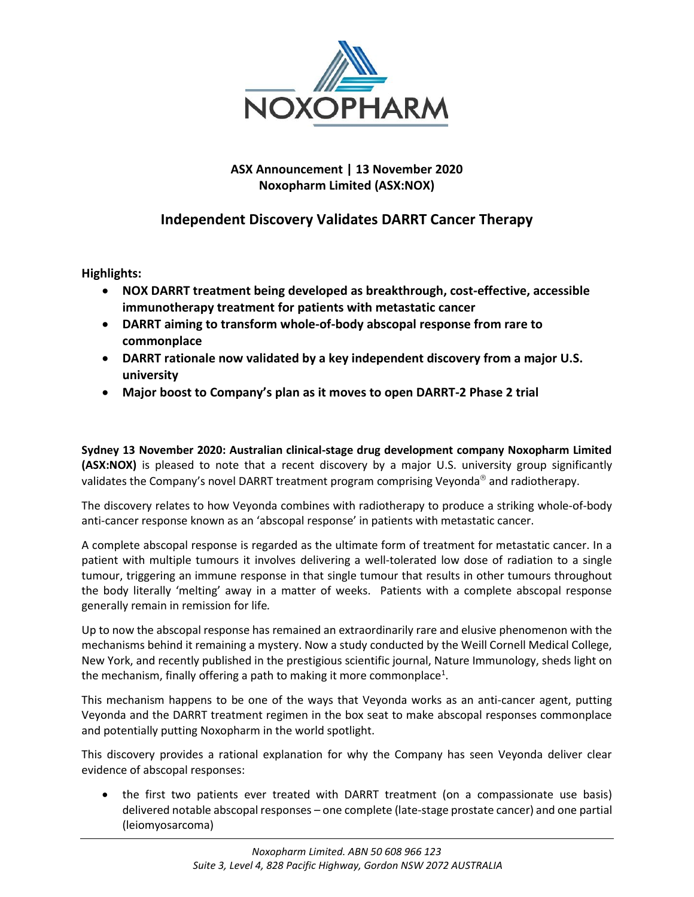**ASX Announcement | 13 November 2020**
**Noxopharm Limited (ASX:NOX)**

# Independent Discovery Validates DARRT Cancer Therapy

**Highlights:**

- **NOX DARRT treatment being developed as breakthrough, cost-effective, accessible immunotherapy treatment for patients with metastatic cancer**
- **DARRT aiming to transform whole-of-body abscopal response from rare to commonplace**
- **DARRT rationale now validated by a key independent discovery from a major U.S. university**
- **Major boost to Company's plan as it moves to open DARRT-2 Phase 2 trial**

**Sydney 13 November 2020: Australian clinical-stage drug development company Noxopharm Limited (ASX:NOX)** is pleased to note that a recent discovery by a major U.S. university group significantly validates the Company's novel DARRT treatment program comprising Veyonda® and radiotherapy.

The discovery relates to how Veyonda combines with radiotherapy to produce a striking whole-of-body anti-cancer response known as an 'abscopal response' in patients with metastatic cancer.

A complete abscopal response is regarded as the ultimate form of treatment for metastatic cancer. In a patient with multiple tumours it involves delivering a well-tolerated low dose of radiation to a single tumour, triggering an immune response in that single tumour that results in other tumours throughout the body literally 'melting' away in a matter of weeks. Patients with a complete abscopal response generally remain in remission for life.

Up to now the abscopal response has remained an extraordinarily rare and elusive phenomenon with the mechanisms behind it remaining a mystery. Now a study conducted by the Weill Cornell Medical College, New York, and recently published in the prestigious scientific journal, Nature Immunology, sheds light on the mechanism, finally offering a path to making it more commonplace[1].

This mechanism happens to be one of the ways that Veyonda works as an anti-cancer agent, putting Veyonda and the DARRT treatment regimen in the box seat to make abscopal responses commonplace and potentially putting Noxopharm in the world spotlight.

This discovery provides a rational explanation for why the Company has seen Veyonda deliver clear evidence of abscopal responses:

- the first two patients ever treated with DARRT treatment (on a compassionate use basis) delivered notable abscopal responses – one complete (late-stage prostate cancer) and one partial (leiomyosarcoma)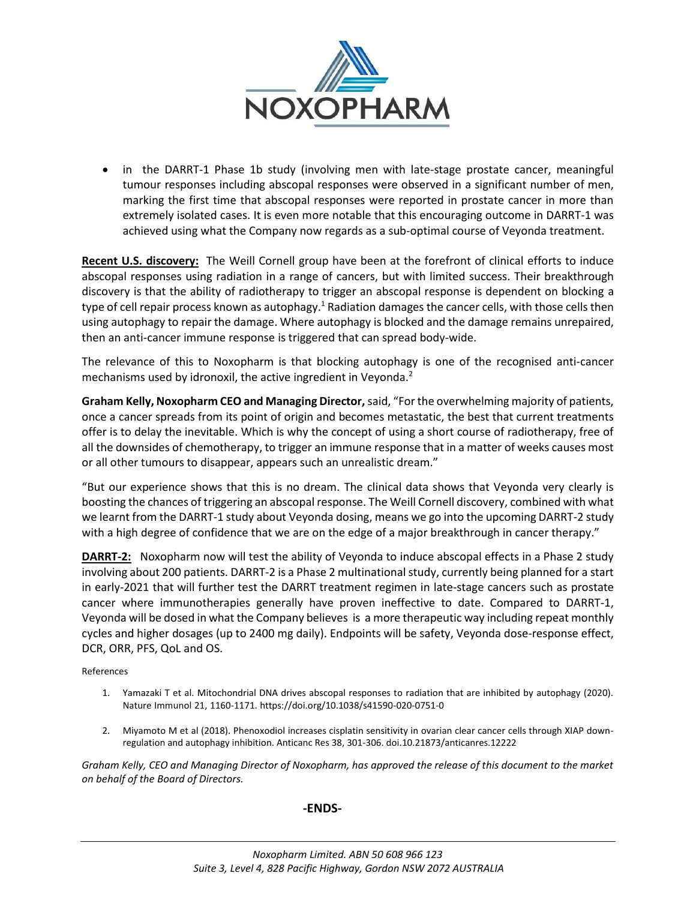- in the DARRT-1 Phase 1b study (involving men with late-stage prostate cancer, meaningful tumour responses including abscopal responses were observed in a significant number of men, marking the first time that abscopal responses were reported in prostate cancer in more than extremely isolated cases. It is even more notable that this encouraging outcome in DARRT-1 was achieved using what the Company now regards as a sub-optimal course of Veyonda treatment.

**Recent U.S. discovery:** The Weill Cornell group have been at the forefront of clinical efforts to induce abscopal responses using radiation in a range of cancers, but with limited success. Their breakthrough discovery is that the ability of radiotherapy to trigger an abscopal response is dependent on blocking a type of cell repair process known as autophagy.[1] Radiation damages the cancer cells, with those cells then using autophagy to repair the damage. Where autophagy is blocked and the damage remains unrepaired, then an anti-cancer immune response is triggered that can spread body-wide.

The relevance of this to Noxopharm is that blocking autophagy is one of the recognised anti-cancer mechanisms used by idronoxil, the active ingredient in Veyonda.[2]

**Graham Kelly, Noxopharm CEO and Managing Director,** said, "For the overwhelming majority of patients, once a cancer spreads from its point of origin and becomes metastatic, the best that current treatments offer is to delay the inevitable. Which is why the concept of using a short course of radiotherapy, free of all the downsides of chemotherapy, to trigger an immune response that in a matter of weeks causes most or all other tumours to disappear, appears such an unrealistic dream."

"But our experience shows that this is no dream. The clinical data shows that Veyonda very clearly is boosting the chances of triggering an abscopal response. The Weill Cornell discovery, combined with what we learnt from the DARRT-1 study about Veyonda dosing, means we go into the upcoming DARRT-2 study with a high degree of confidence that we are on the edge of a major breakthrough in cancer therapy."

**DARRT-2:** Noxopharm now will test the ability of Veyonda to induce abscopal effects in a Phase 2 study involving about 200 patients. DARRT-2 is a Phase 2 multinational study, currently being planned for a start in early-2021 that will further test the DARRT treatment regimen in late-stage cancers such as prostate cancer where immunotherapies generally have proven ineffective to date. Compared to DARRT-1, Veyonda will be dosed in what the Company believes is a more therapeutic way including repeat monthly cycles and higher dosages (up to 2400 mg daily). Endpoints will be safety, Veyonda dose-response effect, DCR, ORR, PFS, QoL and OS.

References

1. Yamazaki T et al. Mitochondrial DNA drives abscopal responses to radiation that are inhibited by autophagy (2020). Nature Immunol 21, 1160-1171. https://doi.org/10.1038/s41590-020-0751-0
2. Miyamoto M et al (2018). Phenoxodiol increases cisplatin sensitivity in ovarian clear cancer cells through XIAP down-regulation and autophagy inhibition. Anticanc Res 38, 301-306. doi.10.21873/anticanres.12222

*Graham Kelly, CEO and Managing Director of Noxopharm, has approved the release of this document to the market on behalf of the Board of Directors.*

**-ENDS-**

*Noxopharm Limited. ABN 50 608 966 123*
*Suite 3, Level 4, 828 Pacific Highway, Gordon NSW 2072 AUSTRALIA*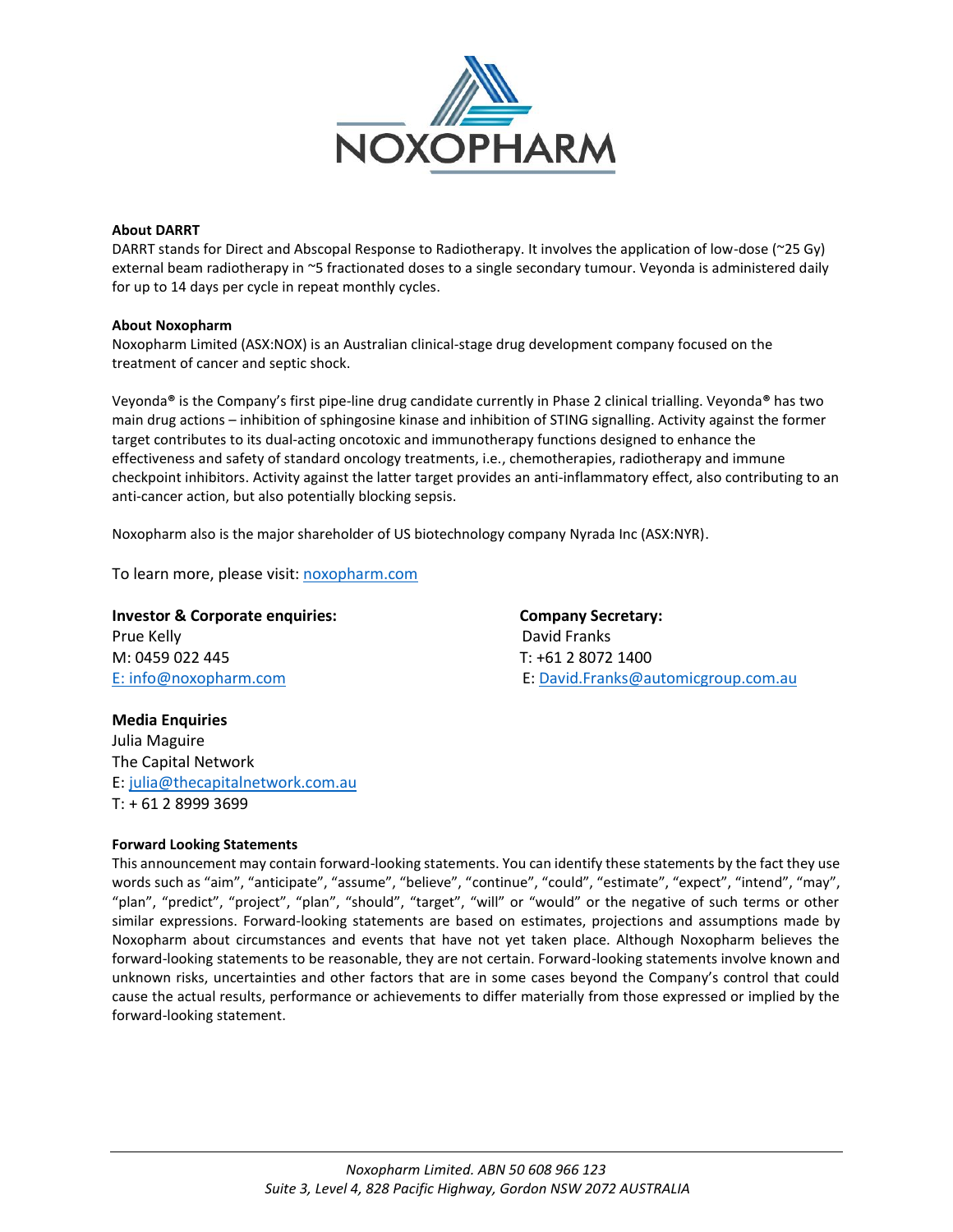NOXOPHARM

**About DARRT**

DARRT stands for Direct and Abscopal Response to Radiotherapy. It involves the application of low-dose (~25 Gy) external beam radiotherapy in ~5 fractionated doses to a single secondary tumour. Veyonda is administered daily for up to 14 days per cycle in repeat monthly cycles.

**About Noxopharm**

Noxopharm Limited (ASX:NOX) is an Australian clinical-stage drug development company focused on the treatment of cancer and septic shock.

Veyonda® is the Company's first pipe-line drug candidate currently in Phase 2 clinical trialling. Veyonda® has two main drug actions – inhibition of sphingosine kinase and inhibition of STING signalling. Activity against the former target contributes to its dual-acting oncotoxic and immunotherapy functions designed to enhance the effectiveness and safety of standard oncology treatments, i.e., chemotherapies, radiotherapy and immune checkpoint inhibitors. Activity against the latter target provides an anti-inflammatory effect, also contributing to an anti-cancer action, but also potentially blocking sepsis.

Noxopharm also is the major shareholder of US biotechnology company Nyrada Inc (ASX:NYR).

To learn more, please visit: noxopharm.com

**Investor & Corporate enquiries:**
Prue Kelly
M: 0459 022 445
E: info@noxopharm.com

**Company Secretary:**
David Franks
T: +61 2 8072 1400
E: David.Franks@automicgroup.com.au

**Media Enquiries**
Julia Maguire
The Capital Network
E: julia@thecapitalnetwork.com.au
T: + 61 2 8999 3699

**Forward Looking Statements**

This announcement may contain forward-looking statements. You can identify these statements by the fact they use words such as "aim", "anticipate", "assume", "believe", "continue", "could", "estimate", "expect", "intend", "may", "plan", "predict", "project", "plan", "should", "target", "will" or "would" or the negative of such terms or other similar expressions. Forward-looking statements are based on estimates, projections and assumptions made by Noxopharm about circumstances and events that have not yet taken place. Although Noxopharm believes the forward-looking statements to be reasonable, they are not certain. Forward-looking statements involve known and unknown risks, uncertainties and other factors that are in some cases beyond the Company's control that could cause the actual results, performance or achievements to differ materially from those expressed or implied by the forward-looking statement.

*Noxopharm Limited. ABN 50 608 966 123*
*Suite 3, Level 4, 828 Pacific Highway, Gordon NSW 2072 AUSTRALIA*